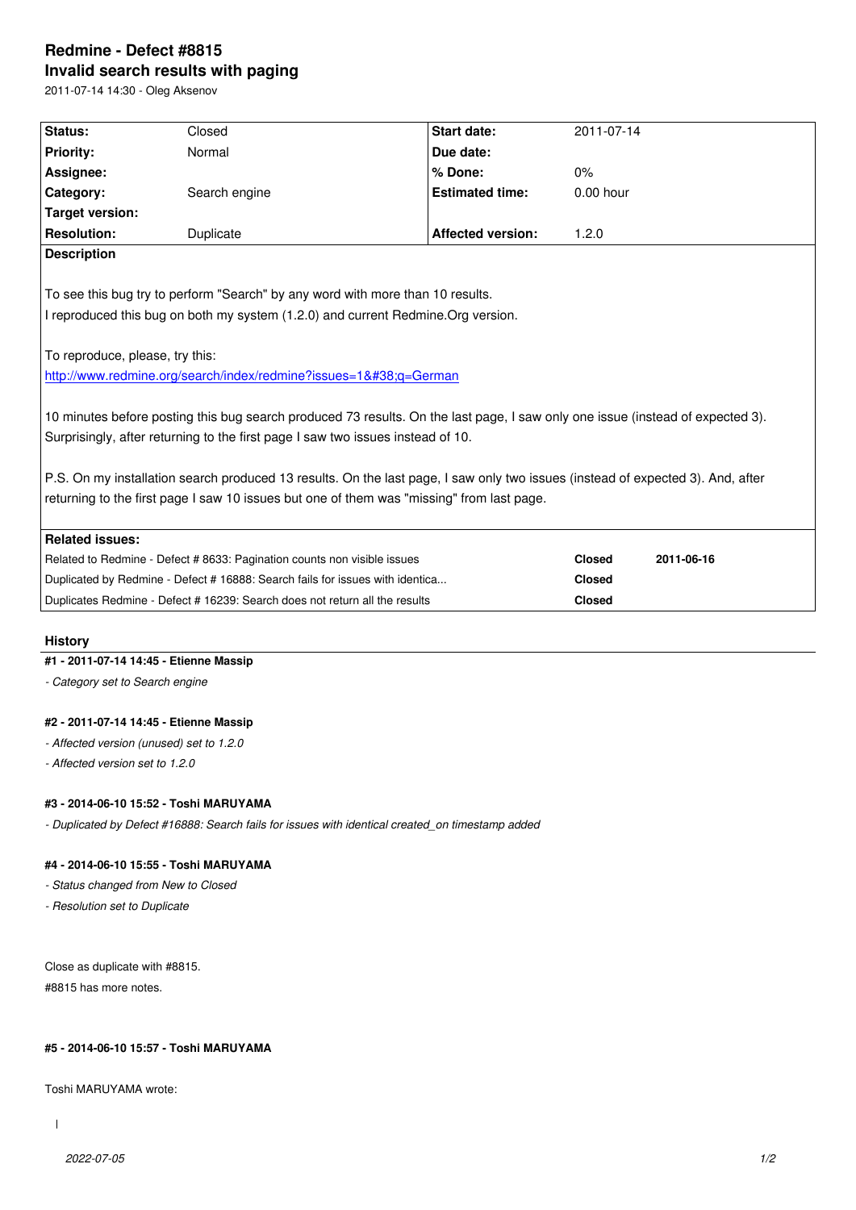# Redmine - Defect #8815

## Invalid search results with paging

2011-07-14 14:30 - Oleg Aksenov

| Status: | Closed | Start date: | 2011-07-14 |
|---|---|---|---|
| Priority: | Normal | Due date: | |
| Assignee: | | % Done: | 0% |
| Category: | Search engine | Estimated time: | 0.00 hour |
| Target version: | | | |
| Resolution: | Duplicate | Affected version: | 1.2.0 |

**Description**

To see this bug try to perform "Search" by any word with more than 10 results.
I reproduced this bug on both my system (1.2.0) and current Redmine.Org version.

To reproduce, please, try this:
[http://www.redmine.org/search/index/redmine?issues=1&#38;q=German](http://www.redmine.org/search/index/redmine?issues=1&#38;q=German)

10 minutes before posting this bug search produced 73 results. On the last page, I saw only one issue (instead of expected 3). Surprisingly, after returning to the first page I saw two issues instead of 10.

P.S. On my installation search produced 13 results. On the last page, I saw only two issues (instead of expected 3). And, after returning to the first page I saw 10 issues but one of them was "missing" from last page.

**Related issues:**

| Issue | Status | Date |
|---|---|---|
| Related to Redmine - Defect # 8633: Pagination counts non visible issues | Closed | 2011-06-16 |
| Duplicated by Redmine - Defect # 16888: Search fails for issues with identica... | Closed | |
| Duplicates Redmine - Defect # 16239: Search does not return all the results | Closed | |

### History

#### #1 - 2011-07-14 14:45 - Etienne Massip

*- Category set to Search engine*

#### #2 - 2011-07-14 14:45 - Etienne Massip

*- Affected version (unused) set to 1.2.0*

*- Affected version set to 1.2.0*

#### #3 - 2014-06-10 15:52 - Toshi MARUYAMA

*- Duplicated by Defect #16888: Search fails for issues with identical created_on timestamp added*

#### #4 - 2014-06-10 15:55 - Toshi MARUYAMA

*- Status changed from New to Closed*

*- Resolution set to Duplicate*

Close as duplicate with #8815.
#8815 has more notes.

#### #5 - 2014-06-10 15:57 - Toshi MARUYAMA

Toshi MARUYAMA wrote: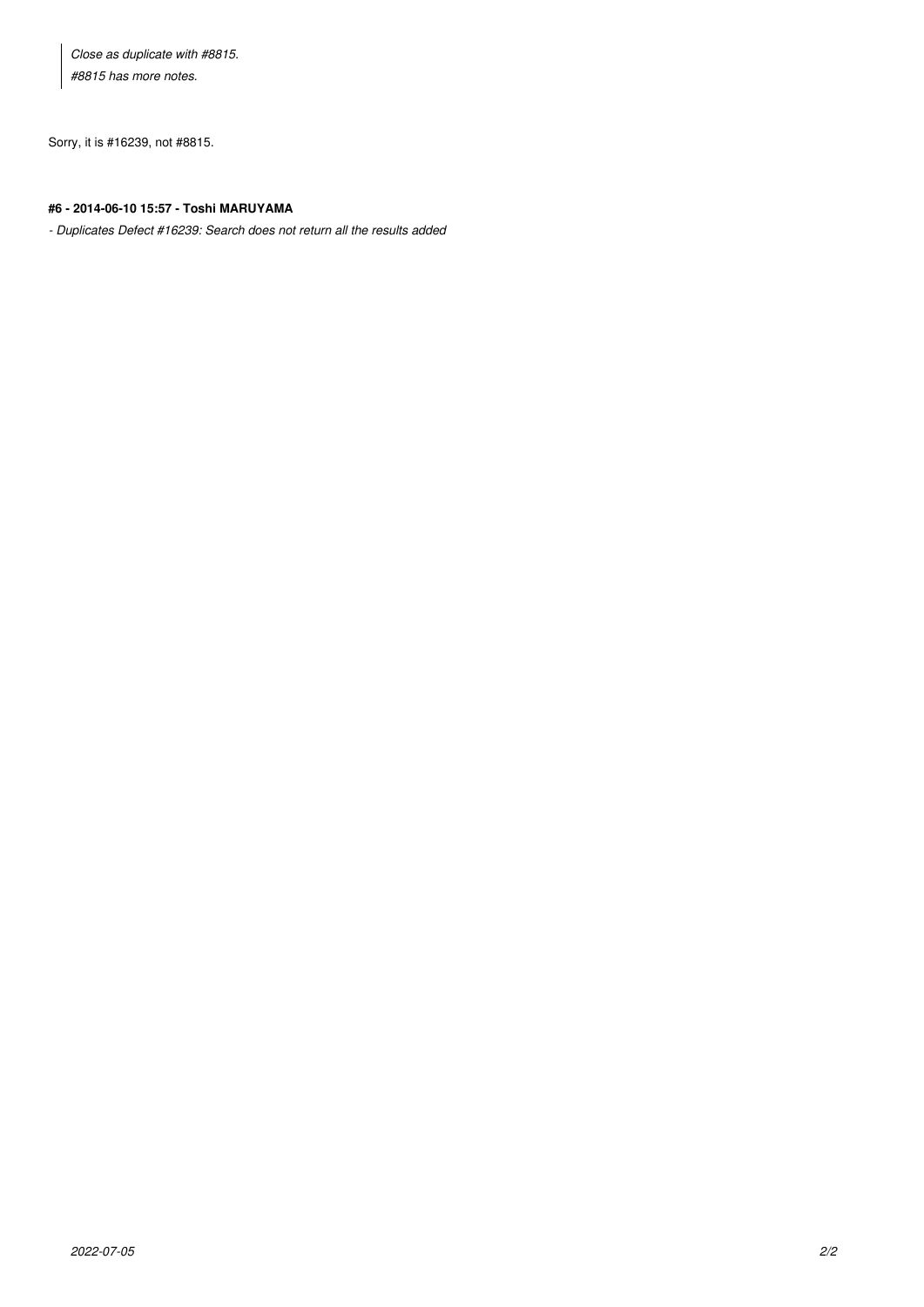> *Close as duplicate with #8815.*
> *#8815 has more notes.*

Sorry, it is #16239, not #8815.

**#6 - 2014-06-10 15:57 - Toshi MARUYAMA**

*- Duplicates Defect #16239: Search does not return all the results added*